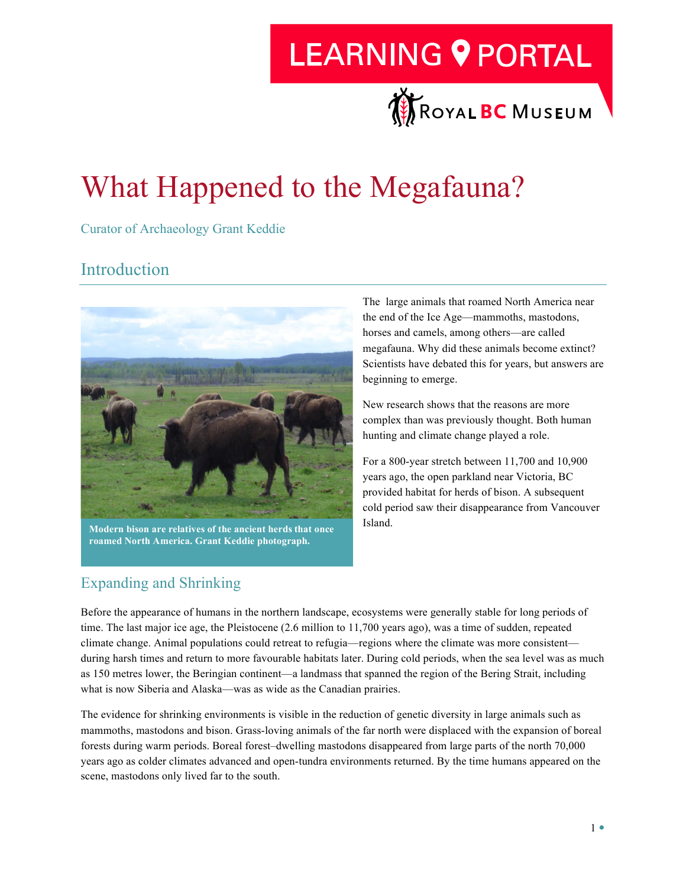# What Happened to the Megafauna?

Curator of Archaeology Grant Keddie

## Introduction

Modern bison are relatives of the ancient herds that once roamed North America. Grant Keddie photograph.

The large animals that roamed North America near the end of the Ice Age—mammoths, mastodons, horses and camels, among others—are called megafauna. Why did these animals become extinct? Scientists have debated this for years, but answers are beginning to emerge.

New research shows that the reasons are more complex than was previously thought. Both human hunting and climate change played a role.

For a 800-year stretch between 11,700 and 10,900 years ago, the open parkland near Victoria, BC provided habitat for herds of bison. A subsequent cold period saw their disappearance from Vancouver Island.

## Expanding and Shrinking

Before the appearance of humans in the northern landscape, ecosystems were generally stable for long periods of time. The last major ice age, the Pleistocene (2.6 million to 11,700 years ago), was a time of sudden, repeated climate change. Animal populations could retreat to refugia—regions where the climate was more consistent—during harsh times and return to more favourable habitats later. During cold periods, when the sea level was as much as 150 metres lower, the Beringian continent—a landmass that spanned the region of the Bering Strait, including what is now Siberia and Alaska—was as wide as the Canadian prairies.

The evidence for shrinking environments is visible in the reduction of genetic diversity in large animals such as mammoths, mastodons and bison. Grass-loving animals of the far north were displaced with the expansion of boreal forests during warm periods. Boreal forest–dwelling mastodons disappeared from large parts of the north 70,000 years ago as colder climates advanced and open-tundra environments returned. By the time humans appeared on the scene, mastodons only lived far to the south.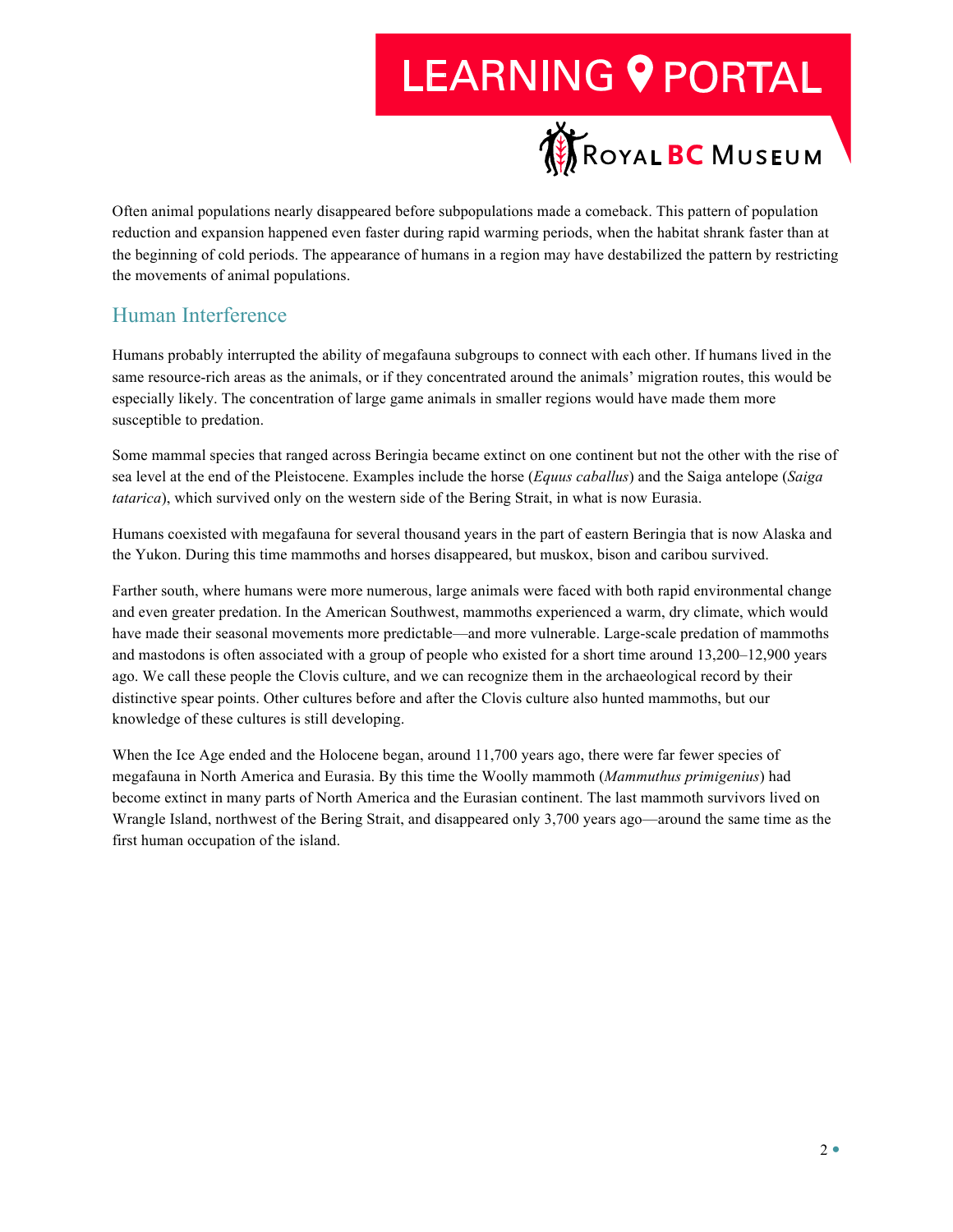Often animal populations nearly disappeared before subpopulations made a comeback. This pattern of population reduction and expansion happened even faster during rapid warming periods, when the habitat shrank faster than at the beginning of cold periods. The appearance of humans in a region may have destabilized the pattern by restricting the movements of animal populations.

## Human Interference

Humans probably interrupted the ability of megafauna subgroups to connect with each other. If humans lived in the same resource-rich areas as the animals, or if they concentrated around the animals' migration routes, this would be especially likely. The concentration of large game animals in smaller regions would have made them more susceptible to predation.

Some mammal species that ranged across Beringia became extinct on one continent but not the other with the rise of sea level at the end of the Pleistocene. Examples include the horse (*Equus caballus*) and the Saiga antelope (*Saiga tatarica*), which survived only on the western side of the Bering Strait, in what is now Eurasia.

Humans coexisted with megafauna for several thousand years in the part of eastern Beringia that is now Alaska and the Yukon. During this time mammoths and horses disappeared, but muskox, bison and caribou survived.

Farther south, where humans were more numerous, large animals were faced with both rapid environmental change and even greater predation. In the American Southwest, mammoths experienced a warm, dry climate, which would have made their seasonal movements more predictable—and more vulnerable. Large-scale predation of mammoths and mastodons is often associated with a group of people who existed for a short time around 13,200–12,900 years ago. We call these people the Clovis culture, and we can recognize them in the archaeological record by their distinctive spear points. Other cultures before and after the Clovis culture also hunted mammoths, but our knowledge of these cultures is still developing.

When the Ice Age ended and the Holocene began, around 11,700 years ago, there were far fewer species of megafauna in North America and Eurasia. By this time the Woolly mammoth (*Mammuthus primigenius*) had become extinct in many parts of North America and the Eurasian continent. The last mammoth survivors lived on Wrangle Island, northwest of the Bering Strait, and disappeared only 3,700 years ago—around the same time as the first human occupation of the island.